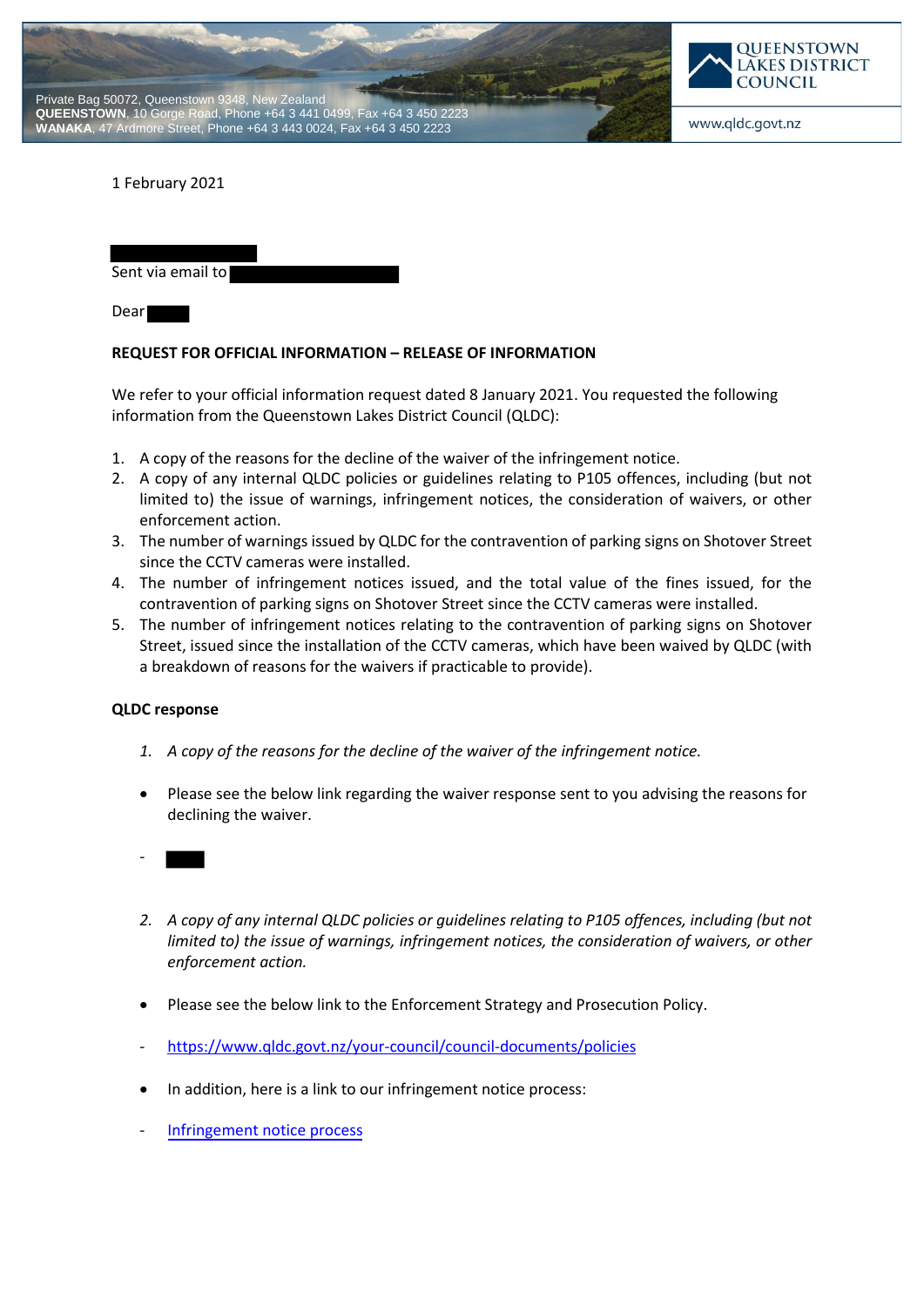Private Bag 50072, Queenstown 9348, New Zealand
**QUEENSTOWN**, 10 Gorge Road, Phone +64 3 441 0499, Fax +64 3 450 2223
**WANAKA**, 47 Ardmore Street, Phone +64 3 443 0024, Fax +64 3 450 2223

QUEENSTOWN LAKES DISTRICT COUNCIL

www.qldc.govt.nz

1 February 2021

Sent via email to

Dear

**REQUEST FOR OFFICIAL INFORMATION – RELEASE OF INFORMATION**

We refer to your official information request dated 8 January 2021. You requested the following information from the Queenstown Lakes District Council (QLDC):

1. A copy of the reasons for the decline of the waiver of the infringement notice.
2. A copy of any internal QLDC policies or guidelines relating to P105 offences, including (but not limited to) the issue of warnings, infringement notices, the consideration of waivers, or other enforcement action.
3. The number of warnings issued by QLDC for the contravention of parking signs on Shotover Street since the CCTV cameras were installed.
4. The number of infringement notices issued, and the total value of the fines issued, for the contravention of parking signs on Shotover Street since the CCTV cameras were installed.
5. The number of infringement notices relating to the contravention of parking signs on Shotover Street, issued since the installation of the CCTV cameras, which have been waived by QLDC (with a breakdown of reasons for the waivers if practicable to provide).

**QLDC response**

1. *A copy of the reasons for the decline of the waiver of the infringement notice.*

- Please see the below link regarding the waiver response sent to you advising the reasons for declining the waiver.

-

2. *A copy of any internal QLDC policies or guidelines relating to P105 offences, including (but not limited to) the issue of warnings, infringement notices, the consideration of waivers, or other enforcement action.*

- Please see the below link to the Enforcement Strategy and Prosecution Policy.

- https://www.qldc.govt.nz/your-council/council-documents/policies

- In addition, here is a link to our infringement notice process:

- Infringement notice process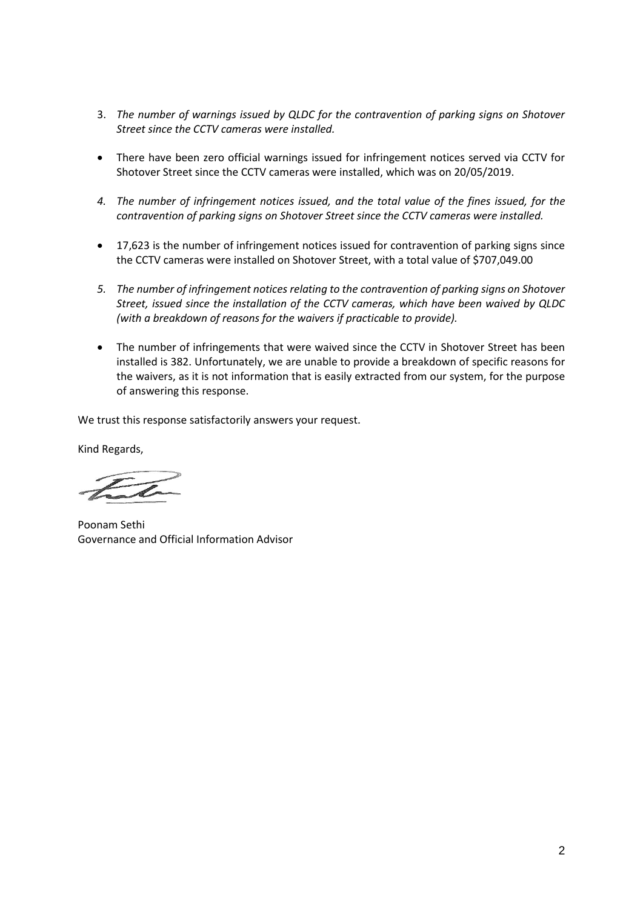3. *The number of warnings issued by QLDC for the contravention of parking signs on Shotover Street since the CCTV cameras were installed.*

- There have been zero official warnings issued for infringement notices served via CCTV for Shotover Street since the CCTV cameras were installed, which was on 20/05/2019.

4. *The number of infringement notices issued, and the total value of the fines issued, for the contravention of parking signs on Shotover Street since the CCTV cameras were installed.*

- 17,623 is the number of infringement notices issued for contravention of parking signs since the CCTV cameras were installed on Shotover Street, with a total value of $707,049.00

5. *The number of infringement notices relating to the contravention of parking signs on Shotover Street, issued since the installation of the CCTV cameras, which have been waived by QLDC (with a breakdown of reasons for the waivers if practicable to provide).*

- The number of infringements that were waived since the CCTV in Shotover Street has been installed is 382. Unfortunately, we are unable to provide a breakdown of specific reasons for the waivers, as it is not information that is easily extracted from our system, for the purpose of answering this response.

We trust this response satisfactorily answers your request.

Kind Regards,

Poonam Sethi
Governance and Official Information Advisor